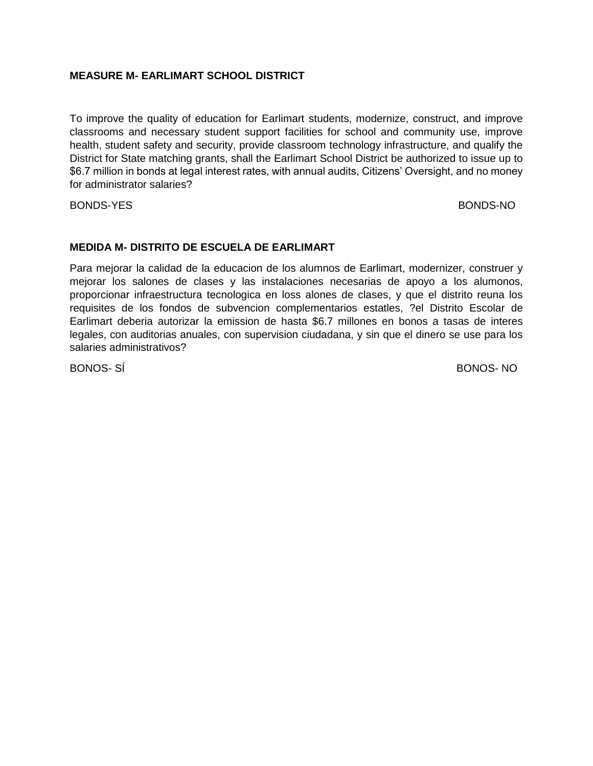**MEASURE M- EARLIMART SCHOOL DISTRICT**

To improve the quality of education for Earlimart students, modernize, construct, and improve classrooms and necessary student support facilities for school and community use, improve health, student safety and security, provide classroom technology infrastructure, and qualify the District for State matching grants, shall the Earlimart School District be authorized to issue up to $6.7 million in bonds at legal interest rates, with annual audits, Citizens' Oversight, and no money for administrator salaries?

BONDS-YES BONDS-NO

**MEDIDA M- DISTRITO DE ESCUELA DE EARLIMART**

Para mejorar la calidad de la educacion de los alumnos de Earlimart, modernizer, construer y mejorar los salones de clases y las instalaciones necesarias de apoyo a los alumonos, proporcionar infraestructura tecnologica en loss alones de clases, y que el distrito reuna los requisites de los fondos de subvencion complementarios estatles, ?el Distrito Escolar de Earlimart deberia autorizar la emission de hasta $6.7 millones en bonos a tasas de interes legales, con auditorias anuales, con supervision ciudadana, y sin que el dinero se use para los salaries administrativos?

BONOS- SÍ BONOS- NO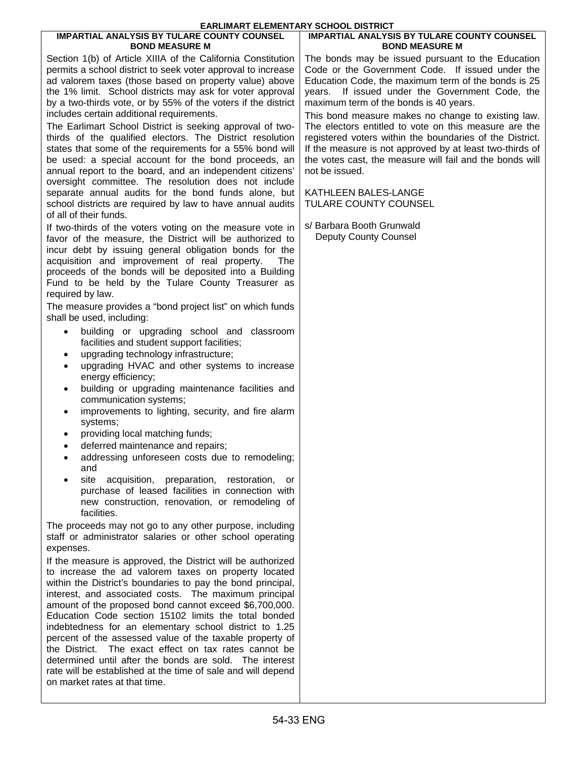# EARLIMART ELEMENTARY SCHOOL DISTRICT

## IMPARTIAL ANALYSIS BY TULARE COUNTY COUNSEL BOND MEASURE M

Section 1(b) of Article XIIIA of the California Constitution permits a school district to seek voter approval to increase ad valorem taxes (those based on property value) above the 1% limit. School districts may ask for voter approval by a two-thirds vote, or by 55% of the voters if the district includes certain additional requirements.

The Earlimart School District is seeking approval of two-thirds of the qualified electors. The District resolution states that some of the requirements for a 55% bond will be used: a special account for the bond proceeds, an annual report to the board, and an independent citizens' oversight committee. The resolution does not include separate annual audits for the bond funds alone, but school districts are required by law to have annual audits of all of their funds.

If two-thirds of the voters voting on the measure vote in favor of the measure, the District will be authorized to incur debt by issuing general obligation bonds for the acquisition and improvement of real property. The proceeds of the bonds will be deposited into a Building Fund to be held by the Tulare County Treasurer as required by law.

The measure provides a "bond project list" on which funds shall be used, including:

- building or upgrading school and classroom facilities and student support facilities;
- upgrading technology infrastructure;
- upgrading HVAC and other systems to increase energy efficiency;
- building or upgrading maintenance facilities and communication systems;
- improvements to lighting, security, and fire alarm systems;
- providing local matching funds;
- deferred maintenance and repairs;
- addressing unforeseen costs due to remodeling; and
- site acquisition, preparation, restoration, or purchase of leased facilities in connection with new construction, renovation, or remodeling of facilities.

The proceeds may not go to any other purpose, including staff or administrator salaries or other school operating expenses.

If the measure is approved, the District will be authorized to increase the ad valorem taxes on property located within the District's boundaries to pay the bond principal, interest, and associated costs. The maximum principal amount of the proposed bond cannot exceed $6,700,000. Education Code section 15102 limits the total bonded indebtedness for an elementary school district to 1.25 percent of the assessed value of the taxable property of the District. The exact effect on tax rates cannot be determined until after the bonds are sold. The interest rate will be established at the time of sale and will depend on market rates at that time.

The bonds may be issued pursuant to the Education Code or the Government Code. If issued under the Education Code, the maximum term of the bonds is 25 years. If issued under the Government Code, the maximum term of the bonds is 40 years.

This bond measure makes no change to existing law. The electors entitled to vote on this measure are the registered voters within the boundaries of the District. If the measure is not approved by at least two-thirds of the votes cast, the measure will fail and the bonds will not be issued.

KATHLEEN BALES-LANGE
TULARE COUNTY COUNSEL

s/ Barbara Booth Grunwald
Deputy County Counsel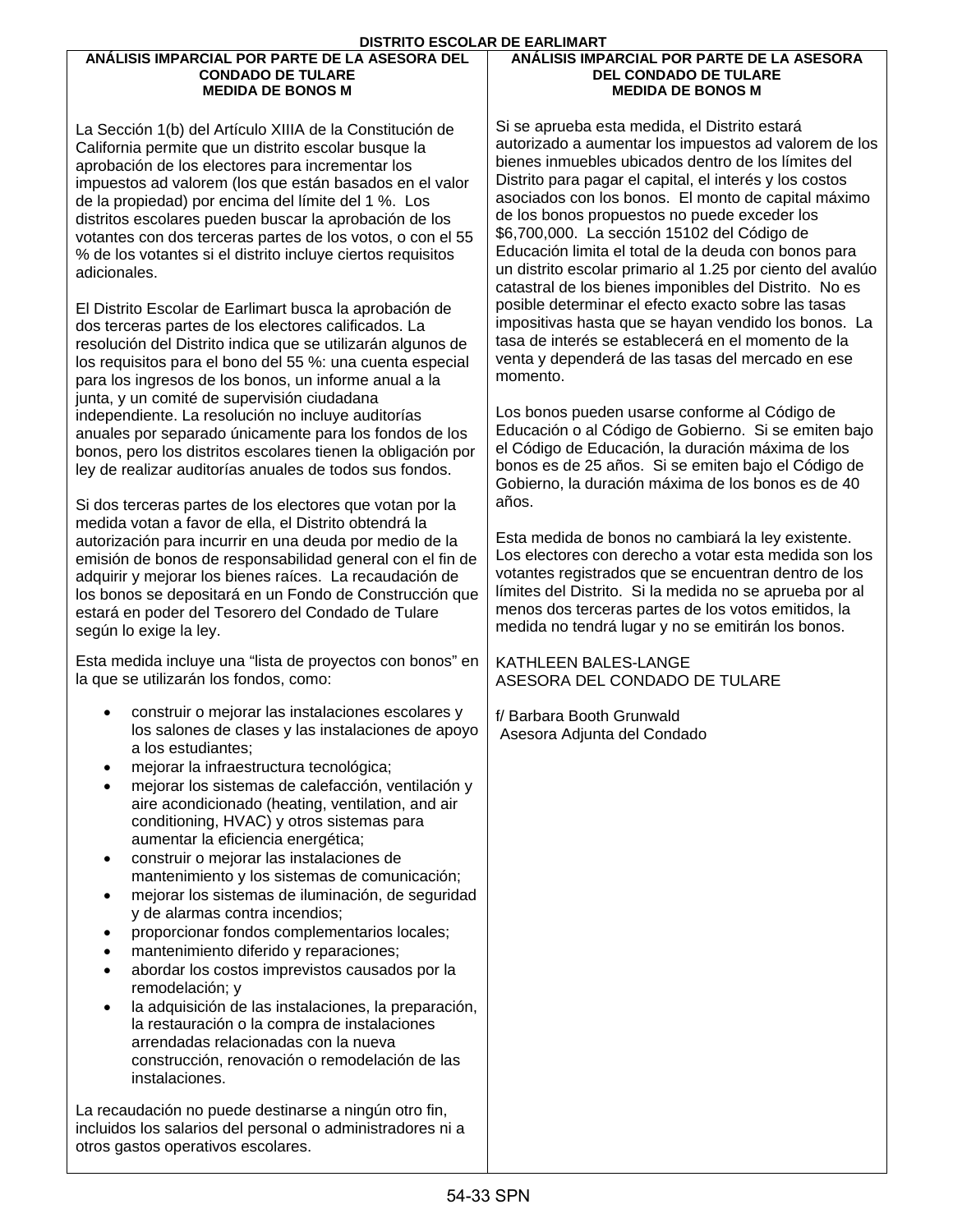# DISTRITO ESCOLAR DE EARLIMART

## ANÁLISIS IMPARCIAL POR PARTE DE LA ASESORA DEL CONDADO DE TULARE
## MEDIDA DE BONOS M

La Sección 1(b) del Artículo XIIIA de la Constitución de California permite que un distrito escolar busque la aprobación de los electores para incrementar los impuestos ad valorem (los que están basados en el valor de la propiedad) por encima del límite del 1 %. Los distritos escolares pueden buscar la aprobación de los votantes con dos terceras partes de los votos, o con el 55 % de los votantes si el distrito incluye ciertos requisitos adicionales.

El Distrito Escolar de Earlimart busca la aprobación de dos terceras partes de los electores calificados. La resolución del Distrito indica que se utilizarán algunos de los requisitos para el bono del 55 %: una cuenta especial para los ingresos de los bonos, un informe anual a la junta, y un comité de supervisión ciudadana independiente. La resolución no incluye auditorías anuales por separado únicamente para los fondos de los bonos, pero los distritos escolares tienen la obligación por ley de realizar auditorías anuales de todos sus fondos.

Si dos terceras partes de los electores que votan por la medida votan a favor de ella, el Distrito obtendrá la autorización para incurrir en una deuda por medio de la emisión de bonos de responsabilidad general con el fin de adquirir y mejorar los bienes raíces. La recaudación de los bonos se depositará en un Fondo de Construcción que estará en poder del Tesorero del Condado de Tulare según lo exige la ley.

Esta medida incluye una “lista de proyectos con bonos” en la que se utilizarán los fondos, como:

- construir o mejorar las instalaciones escolares y los salones de clases y las instalaciones de apoyo a los estudiantes;
- mejorar la infraestructura tecnológica;
- mejorar los sistemas de calefacción, ventilación y aire acondicionado (heating, ventilation, and air conditioning, HVAC) y otros sistemas para aumentar la eficiencia energética;
- construir o mejorar las instalaciones de mantenimiento y los sistemas de comunicación;
- mejorar los sistemas de iluminación, de seguridad y de alarmas contra incendios;
- proporcionar fondos complementarios locales;
- mantenimiento diferido y reparaciones;
- abordar los costos imprevistos causados por la remodelación; y
- la adquisición de las instalaciones, la preparación, la restauración o la compra de instalaciones arrendadas relacionadas con la nueva construcción, renovación o remodelación de las instalaciones.

La recaudación no puede destinarse a ningún otro fin, incluidos los salarios del personal o administradores ni a otros gastos operativos escolares.

## ANÁLISIS IMPARCIAL POR PARTE DE LA ASESORA DEL CONDADO DE TULARE
## MEDIDA DE BONOS M

Si se aprueba esta medida, el Distrito estará autorizado a aumentar los impuestos ad valorem de los bienes inmuebles ubicados dentro de los límites del Distrito para pagar el capital, el interés y los costos asociados con los bonos. El monto de capital máximo de los bonos propuestos no puede exceder los $6,700,000. La sección 15102 del Código de Educación limita el total de la deuda con bonos para un distrito escolar primario al 1.25 por ciento del avalúo catastral de los bienes imponibles del Distrito. No es posible determinar el efecto exacto sobre las tasas impositivas hasta que se hayan vendido los bonos. La tasa de interés se establecerá en el momento de la venta y dependerá de las tasas del mercado en ese momento.

Los bonos pueden usarse conforme al Código de Educación o al Código de Gobierno. Si se emiten bajo el Código de Educación, la duración máxima de los bonos es de 25 años. Si se emiten bajo el Código de Gobierno, la duración máxima de los bonos es de 40 años.

Esta medida de bonos no cambiará la ley existente. Los electores con derecho a votar esta medida son los votantes registrados que se encuentran dentro de los límites del Distrito. Si la medida no se aprueba por al menos dos terceras partes de los votos emitidos, la medida no tendrá lugar y no se emitirán los bonos.

KATHLEEN BALES-LANGE
ASESORA DEL CONDADO DE TULARE

f/ Barbara Booth Grunwald
Asesora Adjunta del Condado

54-33 SPN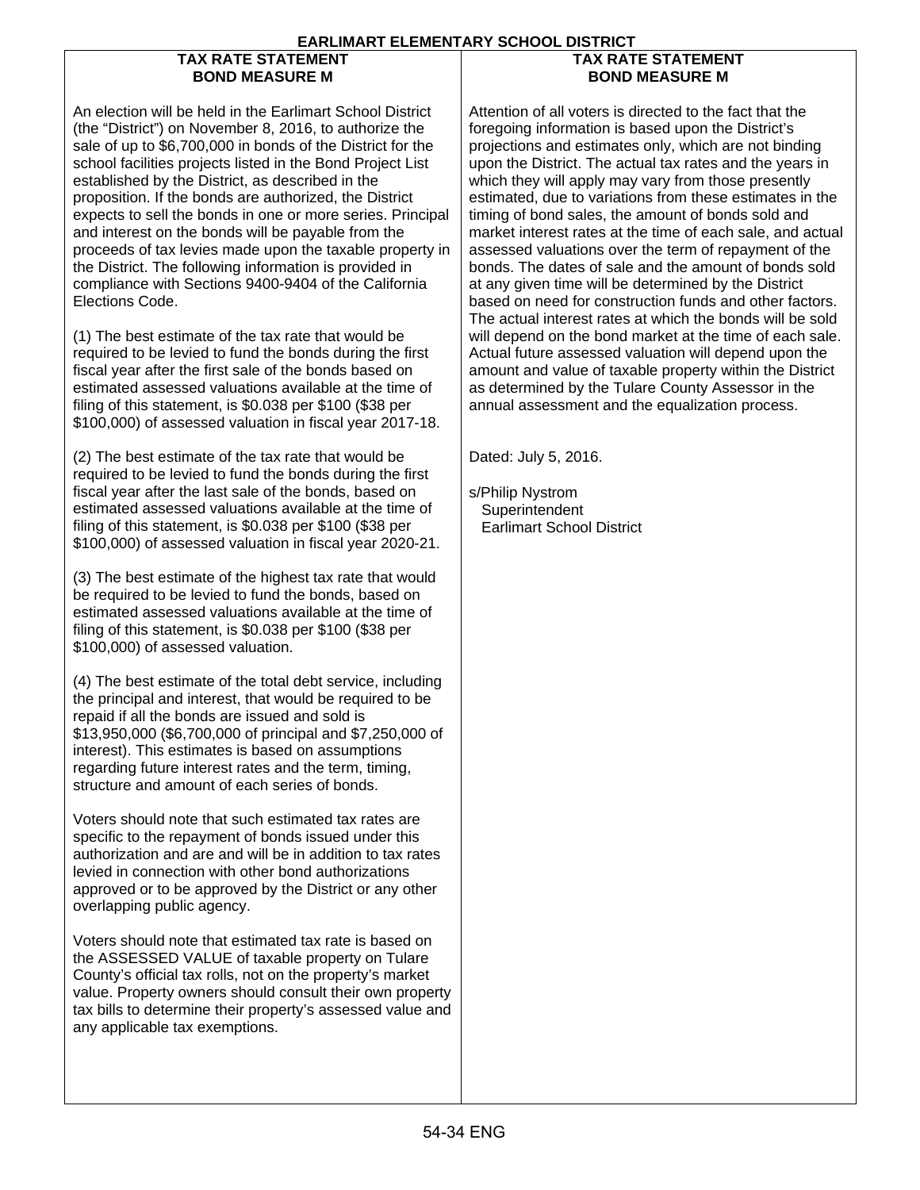# EARLIMART ELEMENTARY SCHOOL DISTRICT

## TAX RATE STATEMENT
## BOND MEASURE M

An election will be held in the Earlimart School District (the "District") on November 8, 2016, to authorize the sale of up to $6,700,000 in bonds of the District for the school facilities projects listed in the Bond Project List established by the District, as described in the proposition. If the bonds are authorized, the District expects to sell the bonds in one or more series. Principal and interest on the bonds will be payable from the proceeds of tax levies made upon the taxable property in the District. The following information is provided in compliance with Sections 9400-9404 of the California Elections Code.

(1) The best estimate of the tax rate that would be required to be levied to fund the bonds during the first fiscal year after the first sale of the bonds based on estimated assessed valuations available at the time of filing of this statement, is $0.038 per $100 ($38 per $100,000) of assessed valuation in fiscal year 2017-18.

(2) The best estimate of the tax rate that would be required to be levied to fund the bonds during the first fiscal year after the last sale of the bonds, based on estimated assessed valuations available at the time of filing of this statement, is $0.038 per $100 ($38 per $100,000) of assessed valuation in fiscal year 2020-21.

(3) The best estimate of the highest tax rate that would be required to be levied to fund the bonds, based on estimated assessed valuations available at the time of filing of this statement, is $0.038 per $100 ($38 per $100,000) of assessed valuation.

(4) The best estimate of the total debt service, including the principal and interest, that would be required to be repaid if all the bonds are issued and sold is $13,950,000 ($6,700,000 of principal and $7,250,000 of interest). This estimates is based on assumptions regarding future interest rates and the term, timing, structure and amount of each series of bonds.

Voters should note that such estimated tax rates are specific to the repayment of bonds issued under this authorization and are and will be in addition to tax rates levied in connection with other bond authorizations approved or to be approved by the District or any other overlapping public agency.

Voters should note that estimated tax rate is based on the ASSESSED VALUE of taxable property on Tulare County's official tax rolls, not on the property's market value. Property owners should consult their own property tax bills to determine their property's assessed value and any applicable tax exemptions.

## TAX RATE STATEMENT
## BOND MEASURE M

Attention of all voters is directed to the fact that the foregoing information is based upon the District's projections and estimates only, which are not binding upon the District. The actual tax rates and the years in which they will apply may vary from those presently estimated, due to variations from these estimates in the timing of bond sales, the amount of bonds sold and market interest rates at the time of each sale, and actual assessed valuations over the term of repayment of the bonds. The dates of sale and the amount of bonds sold at any given time will be determined by the District based on need for construction funds and other factors. The actual interest rates at which the bonds will be sold will depend on the bond market at the time of each sale. Actual future assessed valuation will depend upon the amount and value of taxable property within the District as determined by the Tulare County Assessor in the annual assessment and the equalization process.

Dated: July 5, 2016.

s/Philip Nystrom
Superintendent
Earlimart School District

54-34 ENG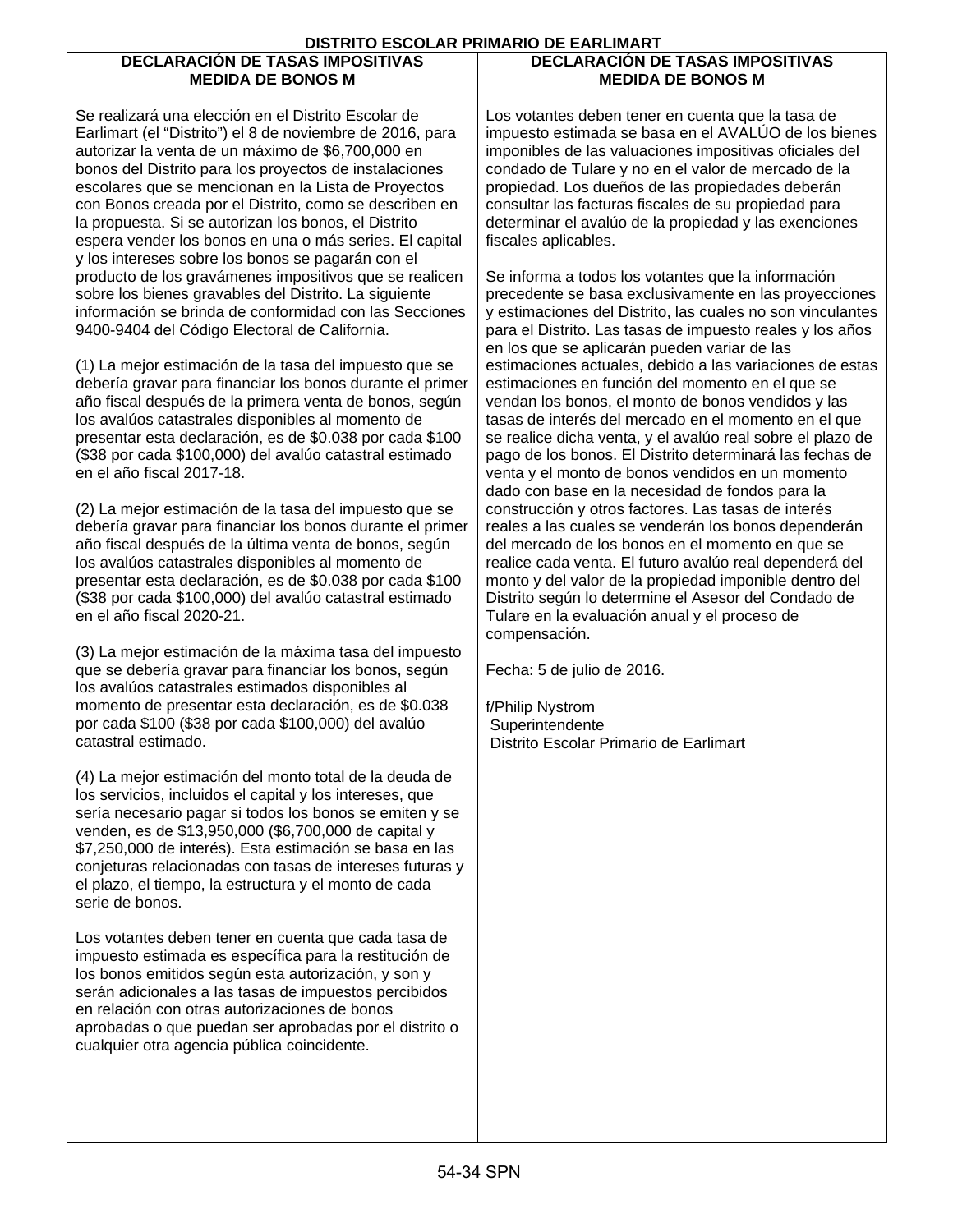# DISTRITO ESCOLAR PRIMARIO DE EARLIMART

## DECLARACIÓN DE TASAS IMPOSITIVAS
## MEDIDA DE BONOS M

Se realizará una elección en el Distrito Escolar de Earlimart (el “Distrito”) el 8 de noviembre de 2016, para autorizar la venta de un máximo de $6,700,000 en bonos del Distrito para los proyectos de instalaciones escolares que se mencionan en la Lista de Proyectos con Bonos creada por el Distrito, como se describen en la propuesta. Si se autorizan los bonos, el Distrito espera vender los bonos en una o más series. El capital y los intereses sobre los bonos se pagarán con el producto de los gravámenes impositivos que se realicen sobre los bienes gravables del Distrito. La siguiente información se brinda de conformidad con las Secciones 9400-9404 del Código Electoral de California.

(1) La mejor estimación de la tasa del impuesto que se debería gravar para financiar los bonos durante el primer año fiscal después de la primera venta de bonos, según los avalúos catastrales disponibles al momento de presentar esta declaración, es de $0.038 por cada $100 ($38 por cada $100,000) del avalúo catastral estimado en el año fiscal 2017-18.

(2) La mejor estimación de la tasa del impuesto que se debería gravar para financiar los bonos durante el primer año fiscal después de la última venta de bonos, según los avalúos catastrales disponibles al momento de presentar esta declaración, es de $0.038 por cada $100 ($38 por cada $100,000) del avalúo catastral estimado en el año fiscal 2020-21.

(3) La mejor estimación de la máxima tasa del impuesto que se debería gravar para financiar los bonos, según los avalúos catastrales estimados disponibles al momento de presentar esta declaración, es de $0.038 por cada $100 ($38 por cada $100,000) del avalúo catastral estimado.

(4) La mejor estimación del monto total de la deuda de los servicios, incluidos el capital y los intereses, que sería necesario pagar si todos los bonos se emiten y se venden, es de $13,950,000 ($6,700,000 de capital y $7,250,000 de interés). Esta estimación se basa en las conjeturas relacionadas con tasas de intereses futuras y el plazo, el tiempo, la estructura y el monto de cada serie de bonos.

Los votantes deben tener en cuenta que cada tasa de impuesto estimada es específica para la restitución de los bonos emitidos según esta autorización, y son y serán adicionales a las tasas de impuestos percibidos en relación con otras autorizaciones de bonos aprobadas o que puedan ser aprobadas por el distrito o cualquier otra agencia pública coincidente.

## DECLARACIÓN DE TASAS IMPOSITIVAS
## MEDIDA DE BONOS M

Los votantes deben tener en cuenta que la tasa de impuesto estimada se basa en el AVALÚO de los bienes imponibles de las valuaciones impositivas oficiales del condado de Tulare y no en el valor de mercado de la propiedad. Los dueños de las propiedades deberán consultar las facturas fiscales de su propiedad para determinar el avalúo de la propiedad y las exenciones fiscales aplicables.

Se informa a todos los votantes que la información precedente se basa exclusivamente en las proyecciones y estimaciones del Distrito, las cuales no son vinculantes para el Distrito. Las tasas de impuesto reales y los años en los que se aplicarán pueden variar de las estimaciones actuales, debido a las variaciones de estas estimaciones en función del momento en el que se vendan los bonos, el monto de bonos vendidos y las tasas de interés del mercado en el momento en el que se realice dicha venta, y el avalúo real sobre el plazo de pago de los bonos. El Distrito determinará las fechas de venta y el monto de bonos vendidos en un momento dado con base en la necesidad de fondos para la construcción y otros factores. Las tasas de interés reales a las cuales se venderán los bonos dependerán del mercado de los bonos en el momento en que se realice cada venta. El futuro avalúo real dependerá del monto y del valor de la propiedad imponible dentro del Distrito según lo determine el Asesor del Condado de Tulare en la evaluación anual y el proceso de compensación.

Fecha: 5 de julio de 2016.

f/Philip Nystrom
Superintendente
Distrito Escolar Primario de Earlimart

54-34 SPN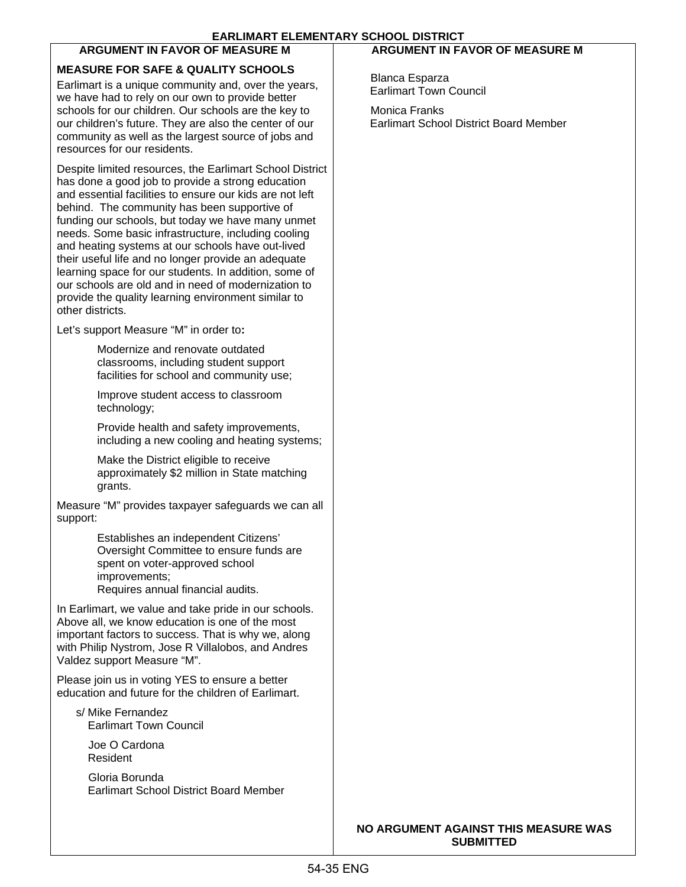# EARLIMART ELEMENTARY SCHOOL DISTRICT

## ARGUMENT IN FAVOR OF MEASURE M

**MEASURE FOR SAFE & QUALITY SCHOOLS**

Earlimart is a unique community and, over the years, we have had to rely on our own to provide better schools for our children. Our schools are the key to our children's future. They are also the center of our community as well as the largest source of jobs and resources for our residents.

Despite limited resources, the Earlimart School District has done a good job to provide a strong education and essential facilities to ensure our kids are not left behind. The community has been supportive of funding our schools, but today we have many unmet needs. Some basic infrastructure, including cooling and heating systems at our schools have out-lived their useful life and no longer provide an adequate learning space for our students. In addition, some of our schools are old and in need of modernization to provide the quality learning environment similar to other districts.

Let's support Measure "M" in order to**:**

- Modernize and renovate outdated classrooms, including student support facilities for school and community use;
- Improve student access to classroom technology;
- Provide health and safety improvements, including a new cooling and heating systems;
- Make the District eligible to receive approximately $2 million in State matching grants.

Measure "M" provides taxpayer safeguards we can all support:

- Establishes an independent Citizens' Oversight Committee to ensure funds are spent on voter-approved school improvements;
- Requires annual financial audits.

In Earlimart, we value and take pride in our schools. Above all, we know education is one of the most important factors to success. That is why we, along with Philip Nystrom, Jose R Villalobos, and Andres Valdez support Measure "M".

Please join us in voting YES to ensure a better education and future for the children of Earlimart.

s/ Mike Fernandez
Earlimart Town Council

Joe O Cardona
Resident

Gloria Borunda
Earlimart School District Board Member

## ARGUMENT IN FAVOR OF MEASURE M

Blanca Esparza
Earlimart Town Council

Monica Franks
Earlimart School District Board Member

**NO ARGUMENT AGAINST THIS MEASURE WAS SUBMITTED**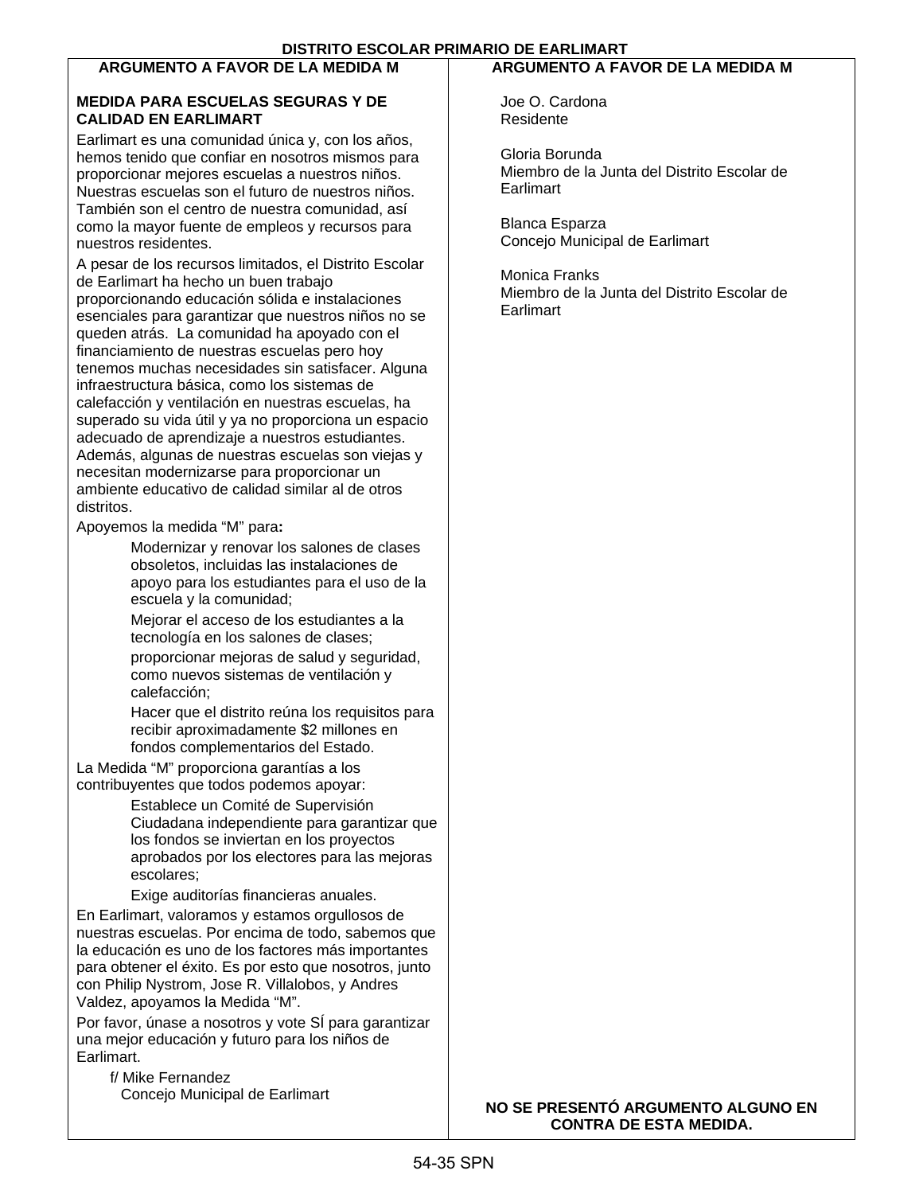# DISTRITO ESCOLAR PRIMARIO DE EARLIMART

## ARGUMENTO A FAVOR DE LA MEDIDA M

**MEDIDA PARA ESCUELAS SEGURAS Y DE CALIDAD EN EARLIMART**

Earlimart es una comunidad única y, con los años, hemos tenido que confiar en nosotros mismos para proporcionar mejores escuelas a nuestros niños. Nuestras escuelas son el futuro de nuestros niños. También son el centro de nuestra comunidad, así como la mayor fuente de empleos y recursos para nuestros residentes.

A pesar de los recursos limitados, el Distrito Escolar de Earlimart ha hecho un buen trabajo proporcionando educación sólida e instalaciones esenciales para garantizar que nuestros niños no se queden atrás. La comunidad ha apoyado con el financiamiento de nuestras escuelas pero hoy tenemos muchas necesidades sin satisfacer. Alguna infraestructura básica, como los sistemas de calefacción y ventilación en nuestras escuelas, ha superado su vida útil y ya no proporciona un espacio adecuado de aprendizaje a nuestros estudiantes. Además, algunas de nuestras escuelas son viejas y necesitan modernizarse para proporcionar un ambiente educativo de calidad similar al de otros distritos.

Apoyemos la medida "M" para**:**

- Modernizar y renovar los salones de clases obsoletos, incluidas las instalaciones de apoyo para los estudiantes para el uso de la escuela y la comunidad;
- Mejorar el acceso de los estudiantes a la tecnología en los salones de clases;
- proporcionar mejoras de salud y seguridad, como nuevos sistemas de ventilación y calefacción;
- Hacer que el distrito reúna los requisitos para recibir aproximadamente $2 millones en fondos complementarios del Estado.

La Medida "M" proporciona garantías a los contribuyentes que todos podemos apoyar:

- Establece un Comité de Supervisión Ciudadana independiente para garantizar que los fondos se inviertan en los proyectos aprobados por los electores para las mejoras escolares;
- Exige auditorías financieras anuales.

En Earlimart, valoramos y estamos orgullosos de nuestras escuelas. Por encima de todo, sabemos que la educación es uno de los factores más importantes para obtener el éxito. Es por esto que nosotros, junto con Philip Nystrom, Jose R. Villalobos, y Andres Valdez, apoyamos la Medida "M".

Por favor, únase a nosotros y vote SÍ para garantizar una mejor educación y futuro para los niños de Earlimart.

f/ Mike Fernandez
Concejo Municipal de Earlimart

## ARGUMENTO A FAVOR DE LA MEDIDA M

Joe O. Cardona
Residente

Gloria Borunda
Miembro de la Junta del Distrito Escolar de Earlimart

Blanca Esparza
Concejo Municipal de Earlimart

Monica Franks
Miembro de la Junta del Distrito Escolar de Earlimart

**NO SE PRESENTÓ ARGUMENTO ALGUNO EN CONTRA DE ESTA MEDIDA.**

54-35 SPN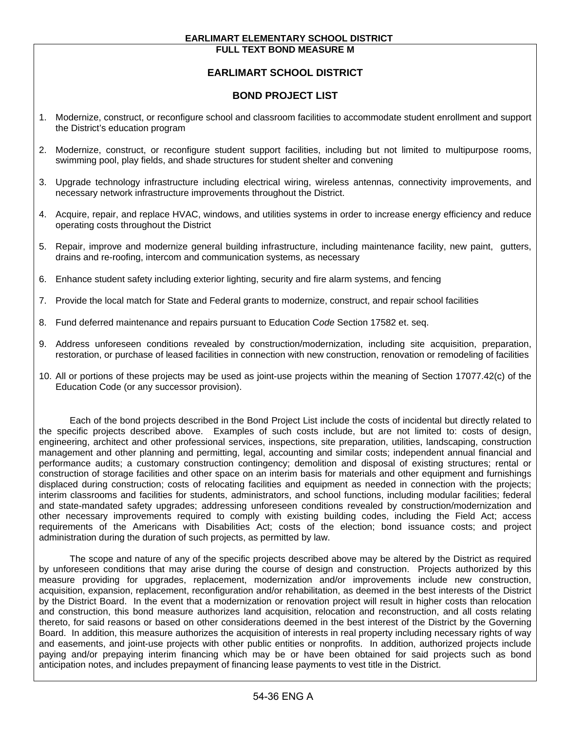**EARLIMART ELEMENTARY SCHOOL DISTRICT**
**FULL TEXT BOND MEASURE M**

## EARLIMART SCHOOL DISTRICT

## BOND PROJECT LIST

1. Modernize, construct, or reconfigure school and classroom facilities to accommodate student enrollment and support the District's education program

2. Modernize, construct, or reconfigure student support facilities, including but not limited to multipurpose rooms, swimming pool, play fields, and shade structures for student shelter and convening

3. Upgrade technology infrastructure including electrical wiring, wireless antennas, connectivity improvements, and necessary network infrastructure improvements throughout the District.

4. Acquire, repair, and replace HVAC, windows, and utilities systems in order to increase energy efficiency and reduce operating costs throughout the District

5. Repair, improve and modernize general building infrastructure, including maintenance facility, new paint, gutters, drains and re-roofing, intercom and communication systems, as necessary

6. Enhance student safety including exterior lighting, security and fire alarm systems, and fencing

7. Provide the local match for State and Federal grants to modernize, construct, and repair school facilities

8. Fund deferred maintenance and repairs pursuant to Education C*ode* Section 17582 et. seq.

9. Address unforeseen conditions revealed by construction/modernization, including site acquisition, preparation, restoration, or purchase of leased facilities in connection with new construction, renovation or remodeling of facilities

10. All or portions of these projects may be used as joint-use projects within the meaning of Section 17077.42(c) of the Education Code (or any successor provision).

Each of the bond projects described in the Bond Project List include the costs of incidental but directly related to the specific projects described above. Examples of such costs include, but are not limited to: costs of design, engineering, architect and other professional services, inspections, site preparation, utilities, landscaping, construction management and other planning and permitting, legal, accounting and similar costs; independent annual financial and performance audits; a customary construction contingency; demolition and disposal of existing structures; rental or construction of storage facilities and other space on an interim basis for materials and other equipment and furnishings displaced during construction; costs of relocating facilities and equipment as needed in connection with the projects; interim classrooms and facilities for students, administrators, and school functions, including modular facilities; federal and state-mandated safety upgrades; addressing unforeseen conditions revealed by construction/modernization and other necessary improvements required to comply with existing building codes, including the Field Act; access requirements of the Americans with Disabilities Act; costs of the election; bond issuance costs; and project administration during the duration of such projects, as permitted by law.

The scope and nature of any of the specific projects described above may be altered by the District as required by unforeseen conditions that may arise during the course of design and construction. Projects authorized by this measure providing for upgrades, replacement, modernization and/or improvements include new construction, acquisition, expansion, replacement, reconfiguration and/or rehabilitation, as deemed in the best interests of the District by the District Board. In the event that a modernization or renovation project will result in higher costs than relocation and construction, this bond measure authorizes land acquisition, relocation and reconstruction, and all costs relating thereto, for said reasons or based on other considerations deemed in the best interest of the District by the Governing Board. In addition, this measure authorizes the acquisition of interests in real property including necessary rights of way and easements, and joint-use projects with other public entities or nonprofits. In addition, authorized projects include paying and/or prepaying interim financing which may be or have been obtained for said projects such as bond anticipation notes, and includes prepayment of financing lease payments to vest title in the District.

54-36 ENG A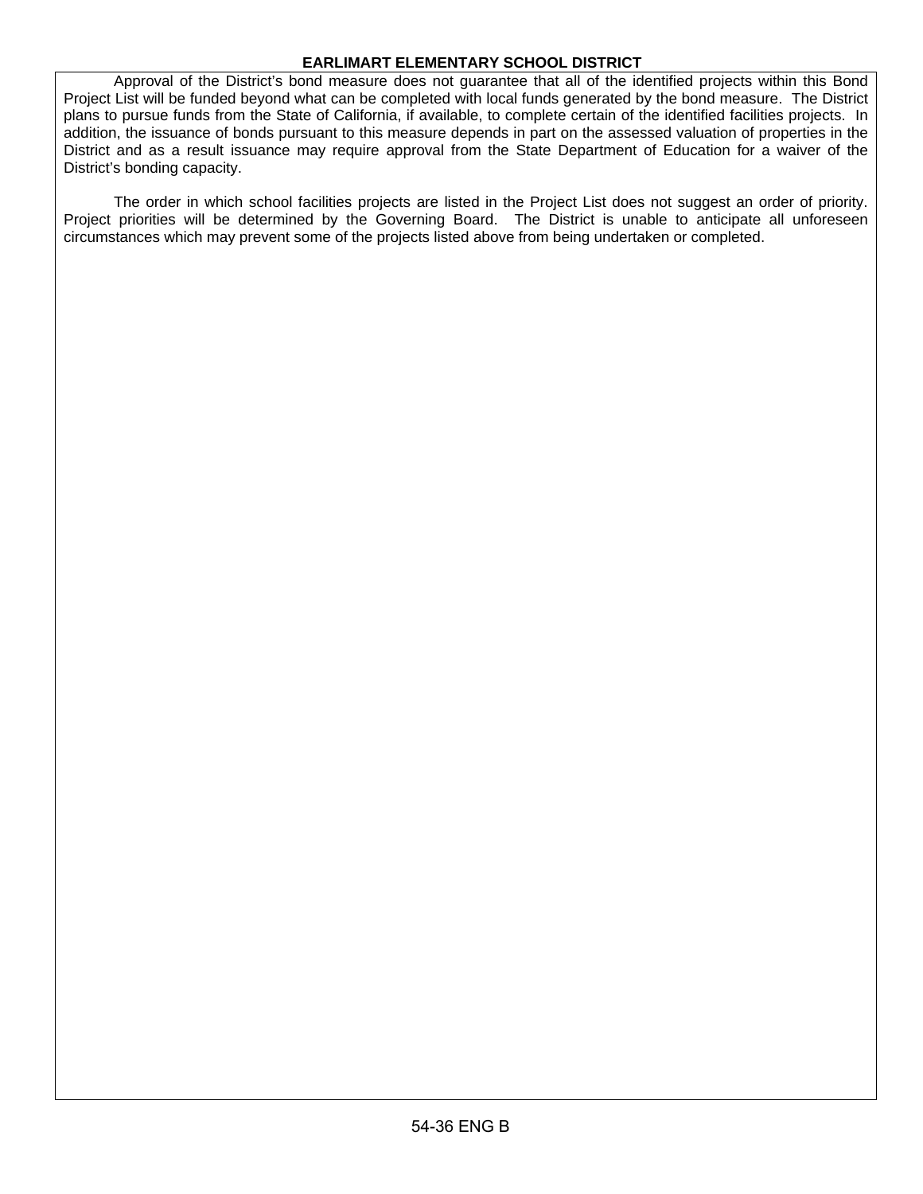Approval of the District's bond measure does not guarantee that all of the identified projects within this Bond Project List will be funded beyond what can be completed with local funds generated by the bond measure. The District plans to pursue funds from the State of California, if available, to complete certain of the identified facilities projects. In addition, the issuance of bonds pursuant to this measure depends in part on the assessed valuation of properties in the District and as a result issuance may require approval from the State Department of Education for a waiver of the District's bonding capacity.

The order in which school facilities projects are listed in the Project List does not suggest an order of priority. Project priorities will be determined by the Governing Board. The District is unable to anticipate all unforeseen circumstances which may prevent some of the projects listed above from being undertaken or completed.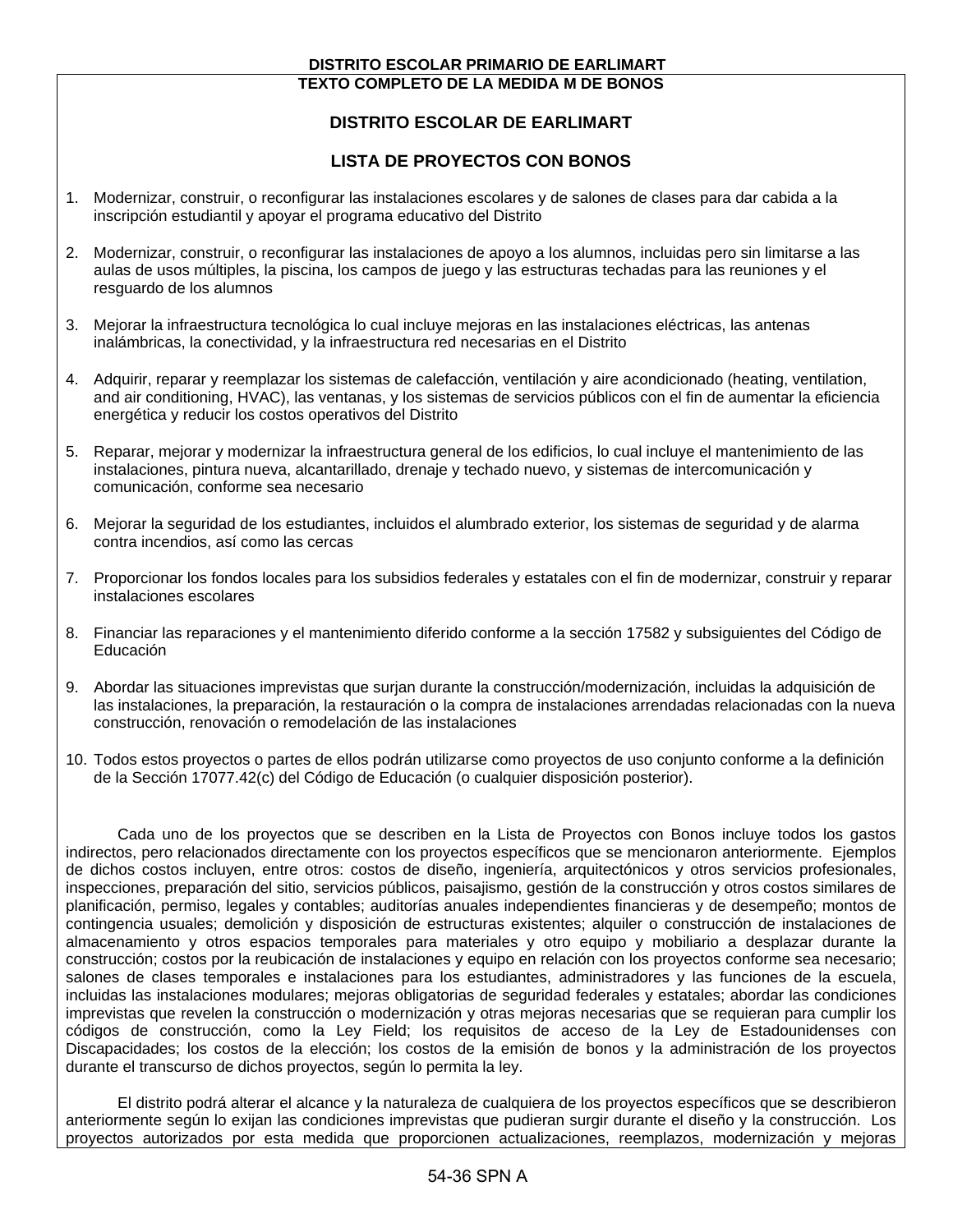**DISTRITO ESCOLAR PRIMARIO DE EARLIMART**
**TEXTO COMPLETO DE LA MEDIDA M DE BONOS**

## DISTRITO ESCOLAR DE EARLIMART

## LISTA DE PROYECTOS CON BONOS

1. Modernizar, construir, o reconfigurar las instalaciones escolares y de salones de clases para dar cabida a la inscripción estudiantil y apoyar el programa educativo del Distrito

2. Modernizar, construir, o reconfigurar las instalaciones de apoyo a los alumnos, incluidas pero sin limitarse a las aulas de usos múltiples, la piscina, los campos de juego y las estructuras techadas para las reuniones y el resguardo de los alumnos

3. Mejorar la infraestructura tecnológica lo cual incluye mejoras en las instalaciones eléctricas, las antenas inalámbricas, la conectividad, y la infraestructura red necesarias en el Distrito

4. Adquirir, reparar y reemplazar los sistemas de calefacción, ventilación y aire acondicionado (heating, ventilation, and air conditioning, HVAC), las ventanas, y los sistemas de servicios públicos con el fin de aumentar la eficiencia energética y reducir los costos operativos del Distrito

5. Reparar, mejorar y modernizar la infraestructura general de los edificios, lo cual incluye el mantenimiento de las instalaciones, pintura nueva, alcantarillado, drenaje y techado nuevo, y sistemas de intercomunicación y comunicación, conforme sea necesario

6. Mejorar la seguridad de los estudiantes, incluidos el alumbrado exterior, los sistemas de seguridad y de alarma contra incendios, así como las cercas

7. Proporcionar los fondos locales para los subsidios federales y estatales con el fin de modernizar, construir y reparar instalaciones escolares

8. Financiar las reparaciones y el mantenimiento diferido conforme a la sección 17582 y subsiguientes del Código de Educación

9. Abordar las situaciones imprevistas que surjan durante la construcción/modernización, incluidas la adquisición de las instalaciones, la preparación, la restauración o la compra de instalaciones arrendadas relacionadas con la nueva construcción, renovación o remodelación de las instalaciones

10. Todos estos proyectos o partes de ellos podrán utilizarse como proyectos de uso conjunto conforme a la definición de la Sección 17077.42(c) del Código de Educación (o cualquier disposición posterior).

Cada uno de los proyectos que se describen en la Lista de Proyectos con Bonos incluye todos los gastos indirectos, pero relacionados directamente con los proyectos específicos que se mencionaron anteriormente. Ejemplos de dichos costos incluyen, entre otros: costos de diseño, ingeniería, arquitectónicos y otros servicios profesionales, inspecciones, preparación del sitio, servicios públicos, paisajismo, gestión de la construcción y otros costos similares de planificación, permiso, legales y contables; auditorías anuales independientes financieras y de desempeño; montos de contingencia usuales; demolición y disposición de estructuras existentes; alquiler o construcción de instalaciones de almacenamiento y otros espacios temporales para materiales y otro equipo y mobiliario a desplazar durante la construcción; costos por la reubicación de instalaciones y equipo en relación con los proyectos conforme sea necesario; salones de clases temporales e instalaciones para los estudiantes, administradores y las funciones de la escuela, incluidas las instalaciones modulares; mejoras obligatorias de seguridad federales y estatales; abordar las condiciones imprevistas que revelen la construcción o modernización y otras mejoras necesarias que se requieran para cumplir los códigos de construcción, como la Ley Field; los requisitos de acceso de la Ley de Estadounidenses con Discapacidades; los costos de la elección; los costos de la emisión de bonos y la administración de los proyectos durante el transcurso de dichos proyectos, según lo permita la ley.

El distrito podrá alterar el alcance y la naturaleza de cualquiera de los proyectos específicos que se describieron anteriormente según lo exijan las condiciones imprevistas que pudieran surgir durante el diseño y la construcción. Los proyectos autorizados por esta medida que proporcionen actualizaciones, reemplazos, modernización y mejoras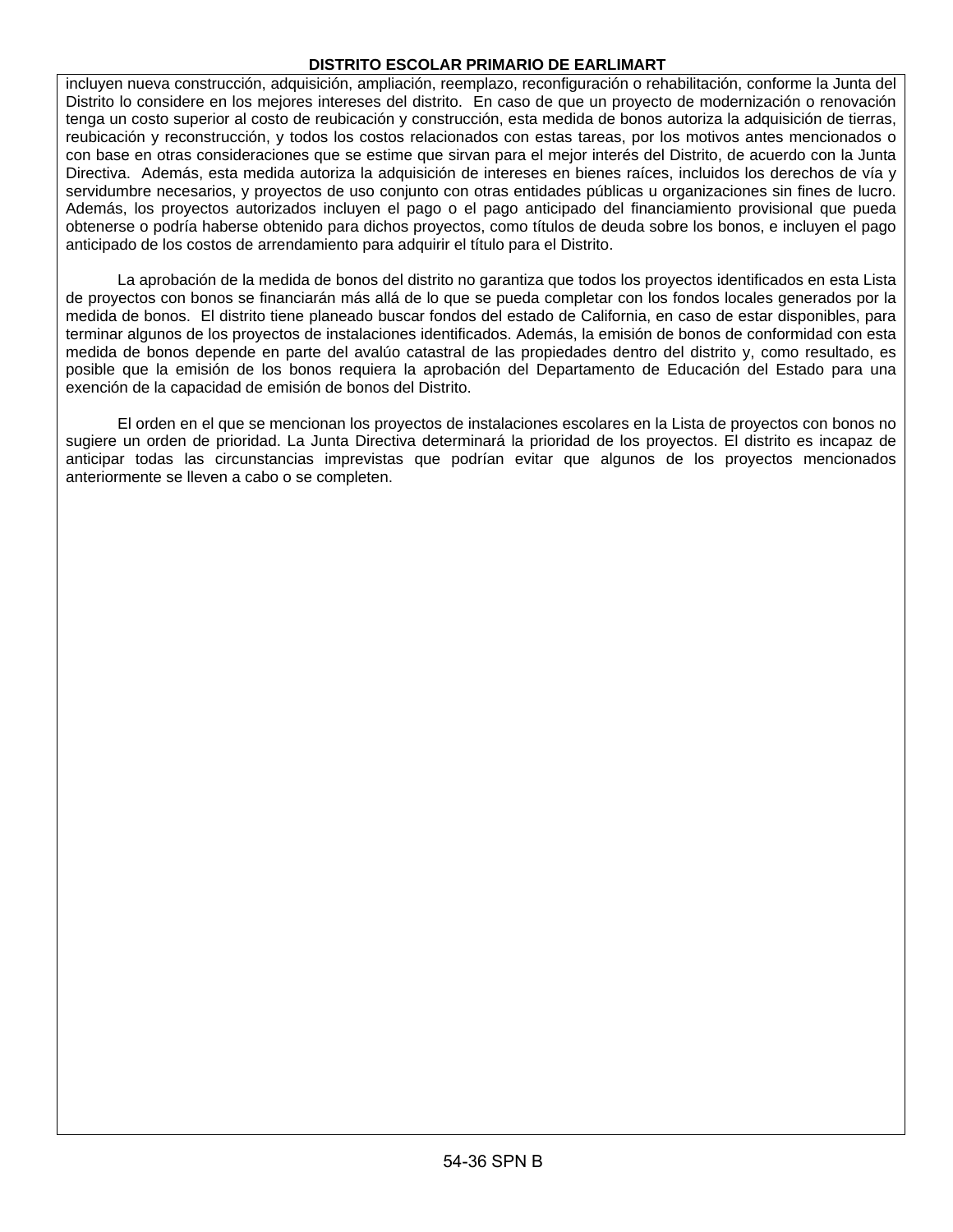incluyen nueva construcción, adquisición, ampliación, reemplazo, reconfiguración o rehabilitación, conforme la Junta del Distrito lo considere en los mejores intereses del distrito. En caso de que un proyecto de modernización o renovación tenga un costo superior al costo de reubicación y construcción, esta medida de bonos autoriza la adquisición de tierras, reubicación y reconstrucción, y todos los costos relacionados con estas tareas, por los motivos antes mencionados o con base en otras consideraciones que se estime que sirvan para el mejor interés del Distrito, de acuerdo con la Junta Directiva. Además, esta medida autoriza la adquisición de intereses en bienes raíces, incluidos los derechos de vía y servidumbre necesarios, y proyectos de uso conjunto con otras entidades públicas u organizaciones sin fines de lucro. Además, los proyectos autorizados incluyen el pago o el pago anticipado del financiamiento provisional que pueda obtenerse o podría haberse obtenido para dichos proyectos, como títulos de deuda sobre los bonos, e incluyen el pago anticipado de los costos de arrendamiento para adquirir el título para el Distrito.

La aprobación de la medida de bonos del distrito no garantiza que todos los proyectos identificados en esta Lista de proyectos con bonos se financiarán más allá de lo que se pueda completar con los fondos locales generados por la medida de bonos. El distrito tiene planeado buscar fondos del estado de California, en caso de estar disponibles, para terminar algunos de los proyectos de instalaciones identificados. Además, la emisión de bonos de conformidad con esta medida de bonos depende en parte del avalúo catastral de las propiedades dentro del distrito y, como resultado, es posible que la emisión de los bonos requiera la aprobación del Departamento de Educación del Estado para una exención de la capacidad de emisión de bonos del Distrito.

El orden en el que se mencionan los proyectos de instalaciones escolares en la Lista de proyectos con bonos no sugiere un orden de prioridad. La Junta Directiva determinará la prioridad de los proyectos. El distrito es incapaz de anticipar todas las circunstancias imprevistas que podrían evitar que algunos de los proyectos mencionados anteriormente se lleven a cabo o se completen.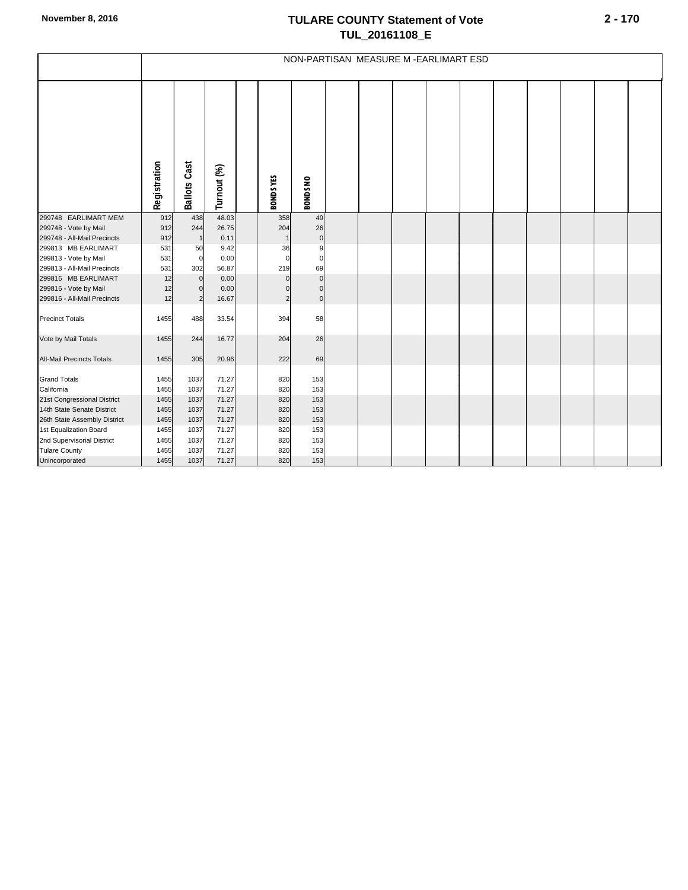## NON-PARTISAN MEASURE M -EARLIMART ESD

| | Registration | Ballots Cast | Turnout (%) | | BONDS YES | BONDS NO |
|---|---|---|---|---|---|---|
| 299748 EARLIMART MEM | 912 | 438 | 48.03 | | 358 | 49 |
| 299748 - Vote by Mail | 912 | 244 | 26.75 | | 204 | 26 |
| 299748 - All-Mail Precincts | 912 | 1 | 0.11 | | 1 | 0 |
| 299813 MB EARLIMART | 531 | 50 | 9.42 | | 36 | 9 |
| 299813 - Vote by Mail | 531 | 0 | 0.00 | | 0 | 0 |
| 299813 - All-Mail Precincts | 531 | 302 | 56.87 | | 219 | 69 |
| 299816 MB EARLIMART | 12 | 0 | 0.00 | | 0 | 0 |
| 299816 - Vote by Mail | 12 | 0 | 0.00 | | 0 | 0 |
| 299816 - All-Mail Precincts | 12 | 2 | 16.67 | | 2 | 0 |
| Precinct Totals | 1455 | 488 | 33.54 | | 394 | 58 |
| Vote by Mail Totals | 1455 | 244 | 16.77 | | 204 | 26 |
| All-Mail Precincts Totals | 1455 | 305 | 20.96 | | 222 | 69 |
| Grand Totals | 1455 | 1037 | 71.27 | | 820 | 153 |
| California | 1455 | 1037 | 71.27 | | 820 | 153 |
| 21st Congressional District | 1455 | 1037 | 71.27 | | 820 | 153 |
| 14th State Senate District | 1455 | 1037 | 71.27 | | 820 | 153 |
| 26th State Assembly District | 1455 | 1037 | 71.27 | | 820 | 153 |
| 1st Equalization Board | 1455 | 1037 | 71.27 | | 820 | 153 |
| 2nd Supervisorial District | 1455 | 1037 | 71.27 | | 820 | 153 |
| Tulare County | 1455 | 1037 | 71.27 | | 820 | 153 |
| Unincorporated | 1455 | 1037 | 71.27 | | 820 | 153 |